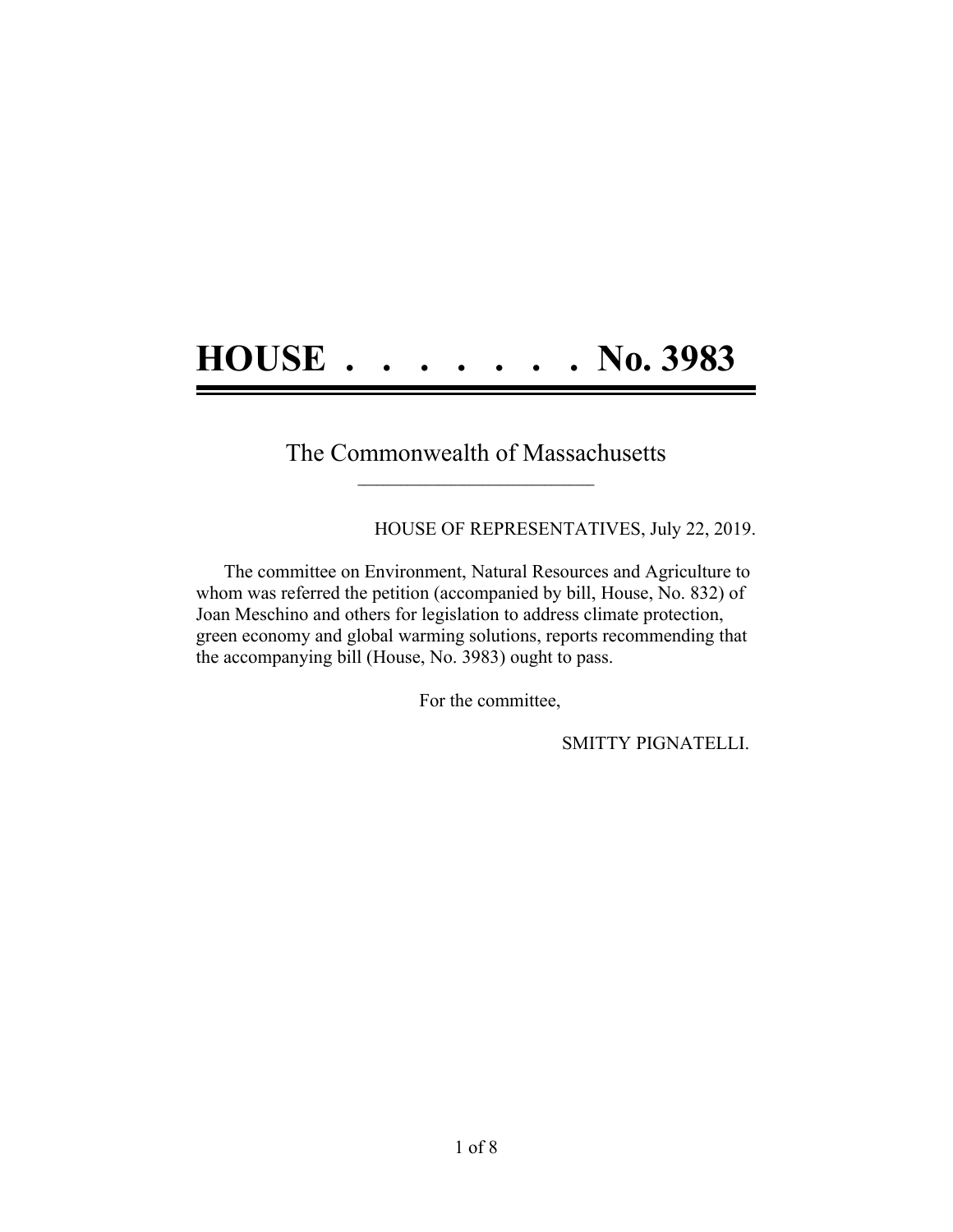# HOUSE . . . . . . . . No. 3983

The Commonwealth of Massachusetts

HOUSE OF REPRESENTATIVES, July 22, 2019.

The committee on Environment, Natural Resources and Agriculture to whom was referred the petition (accompanied by bill, House, No. 832) of Joan Meschino and others for legislation to address climate protection, green economy and global warming solutions, reports recommending that the accompanying bill (House, No. 3983) ought to pass.

For the committee,

SMITTY PIGNATELLI.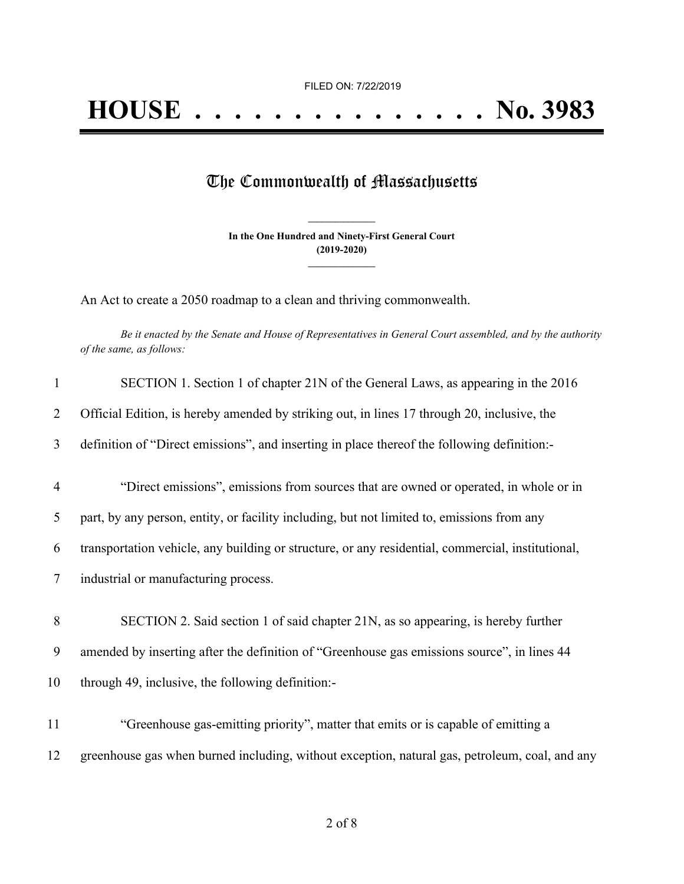FILED ON: 7/22/2019

# HOUSE . . . . . . . . . . . . . . . No. 3983

## The Commonwealth of Massachusetts

**In the One Hundred and Ninety-First General Court**
**(2019-2020)**

An Act to create a 2050 roadmap to a clean and thriving commonwealth.

*Be it enacted by the Senate and House of Representatives in General Court assembled, and by the authority of the same, as follows:*

1 SECTION 1. Section 1 of chapter 21N of the General Laws, as appearing in the 2016
2 Official Edition, is hereby amended by striking out, in lines 17 through 20, inclusive, the
3 definition of "Direct emissions", and inserting in place thereof the following definition:-

4 "Direct emissions", emissions from sources that are owned or operated, in whole or in
5 part, by any person, entity, or facility including, but not limited to, emissions from any
6 transportation vehicle, any building or structure, or any residential, commercial, institutional,
7 industrial or manufacturing process.

8 SECTION 2. Said section 1 of said chapter 21N, as so appearing, is hereby further
9 amended by inserting after the definition of "Greenhouse gas emissions source", in lines 44
10 through 49, inclusive, the following definition:-

11 "Greenhouse gas-emitting priority", matter that emits or is capable of emitting a
12 greenhouse gas when burned including, without exception, natural gas, petroleum, coal, and any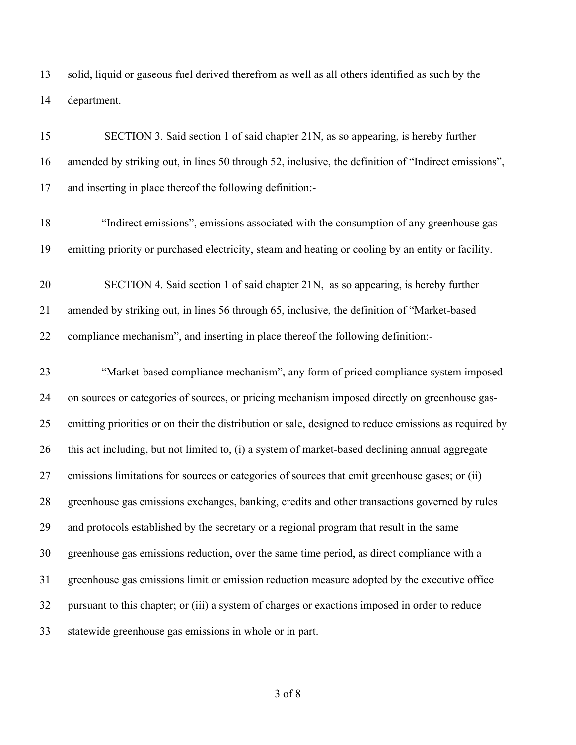solid, liquid or gaseous fuel derived therefrom as well as all others identified as such by the department.

SECTION 3. Said section 1 of said chapter 21N, as so appearing, is hereby further amended by striking out, in lines 50 through 52, inclusive, the definition of "Indirect emissions", and inserting in place thereof the following definition:-

"Indirect emissions", emissions associated with the consumption of any greenhouse gas-emitting priority or purchased electricity, steam and heating or cooling by an entity or facility.

SECTION 4. Said section 1 of said chapter 21N, as so appearing, is hereby further amended by striking out, in lines 56 through 65, inclusive, the definition of "Market-based compliance mechanism", and inserting in place thereof the following definition:-

"Market-based compliance mechanism", any form of priced compliance system imposed on sources or categories of sources, or pricing mechanism imposed directly on greenhouse gas-emitting priorities or on their the distribution or sale, designed to reduce emissions as required by this act including, but not limited to, (i) a system of market-based declining annual aggregate emissions limitations for sources or categories of sources that emit greenhouse gases; or (ii) greenhouse gas emissions exchanges, banking, credits and other transactions governed by rules and protocols established by the secretary or a regional program that result in the same greenhouse gas emissions reduction, over the same time period, as direct compliance with a greenhouse gas emissions limit or emission reduction measure adopted by the executive office pursuant to this chapter; or (iii) a system of charges or exactions imposed in order to reduce statewide greenhouse gas emissions in whole or in part.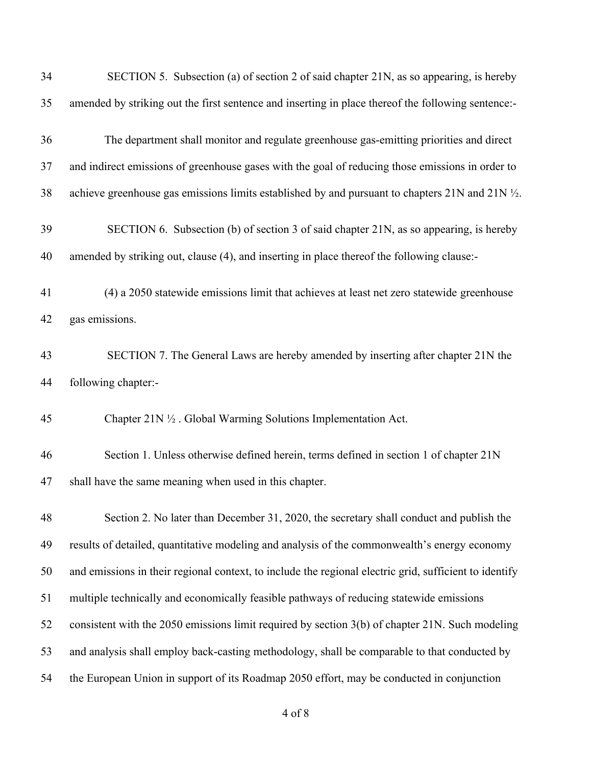SECTION 5. Subsection (a) of section 2 of said chapter 21N, as so appearing, is hereby amended by striking out the first sentence and inserting in place thereof the following sentence:-

The department shall monitor and regulate greenhouse gas-emitting priorities and direct and indirect emissions of greenhouse gases with the goal of reducing those emissions in order to achieve greenhouse gas emissions limits established by and pursuant to chapters 21N and 21N ½.

SECTION 6. Subsection (b) of section 3 of said chapter 21N, as so appearing, is hereby amended by striking out, clause (4), and inserting in place thereof the following clause:-

(4) a 2050 statewide emissions limit that achieves at least net zero statewide greenhouse gas emissions.

SECTION 7. The General Laws are hereby amended by inserting after chapter 21N the following chapter:-

Chapter 21N ½ . Global Warming Solutions Implementation Act.

Section 1. Unless otherwise defined herein, terms defined in section 1 of chapter 21N shall have the same meaning when used in this chapter.

Section 2. No later than December 31, 2020, the secretary shall conduct and publish the results of detailed, quantitative modeling and analysis of the commonwealth's energy economy and emissions in their regional context, to include the regional electric grid, sufficient to identify multiple technically and economically feasible pathways of reducing statewide emissions consistent with the 2050 emissions limit required by section 3(b) of chapter 21N. Such modeling and analysis shall employ back-casting methodology, shall be comparable to that conducted by the European Union in support of its Roadmap 2050 effort, may be conducted in conjunction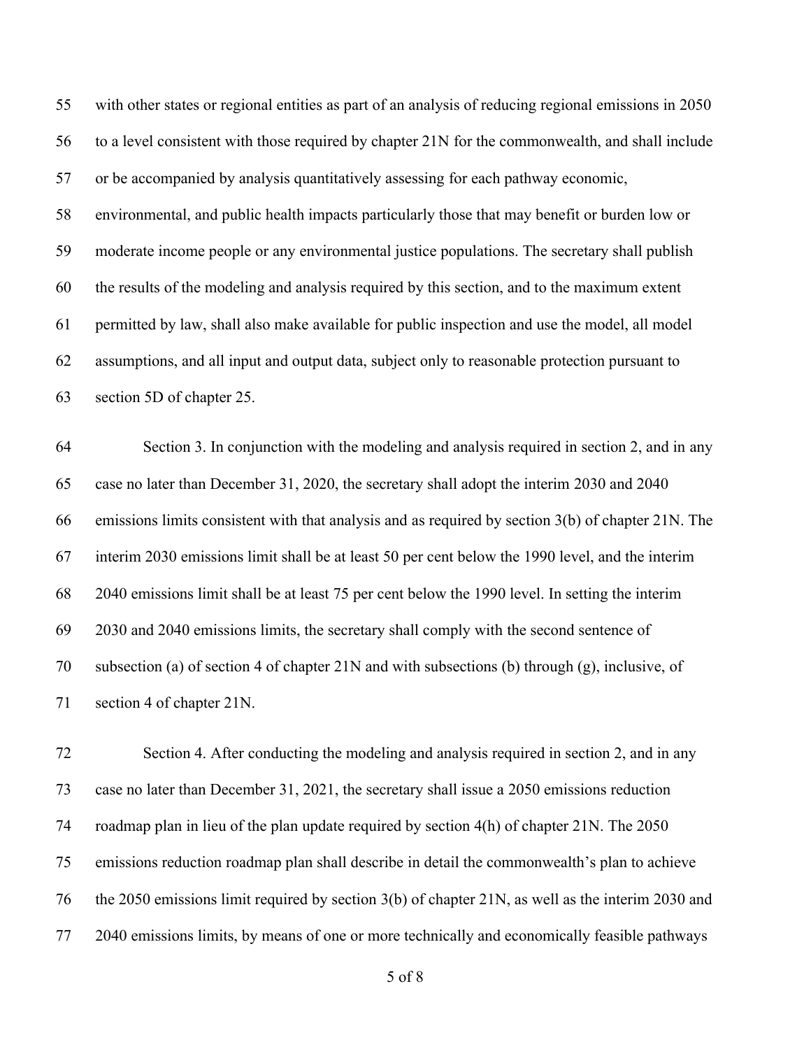with other states or regional entities as part of an analysis of reducing regional emissions in 2050 to a level consistent with those required by chapter 21N for the commonwealth, and shall include or be accompanied by analysis quantitatively assessing for each pathway economic, environmental, and public health impacts particularly those that may benefit or burden low or moderate income people or any environmental justice populations. The secretary shall publish the results of the modeling and analysis required by this section, and to the maximum extent permitted by law, shall also make available for public inspection and use the model, all model assumptions, and all input and output data, subject only to reasonable protection pursuant to section 5D of chapter 25.

Section 3. In conjunction with the modeling and analysis required in section 2, and in any case no later than December 31, 2020, the secretary shall adopt the interim 2030 and 2040 emissions limits consistent with that analysis and as required by section 3(b) of chapter 21N. The interim 2030 emissions limit shall be at least 50 per cent below the 1990 level, and the interim 2040 emissions limit shall be at least 75 per cent below the 1990 level. In setting the interim 2030 and 2040 emissions limits, the secretary shall comply with the second sentence of subsection (a) of section 4 of chapter 21N and with subsections (b) through (g), inclusive, of section 4 of chapter 21N.

Section 4. After conducting the modeling and analysis required in section 2, and in any case no later than December 31, 2021, the secretary shall issue a 2050 emissions reduction roadmap plan in lieu of the plan update required by section 4(h) of chapter 21N. The 2050 emissions reduction roadmap plan shall describe in detail the commonwealth's plan to achieve the 2050 emissions limit required by section 3(b) of chapter 21N, as well as the interim 2030 and 2040 emissions limits, by means of one or more technically and economically feasible pathways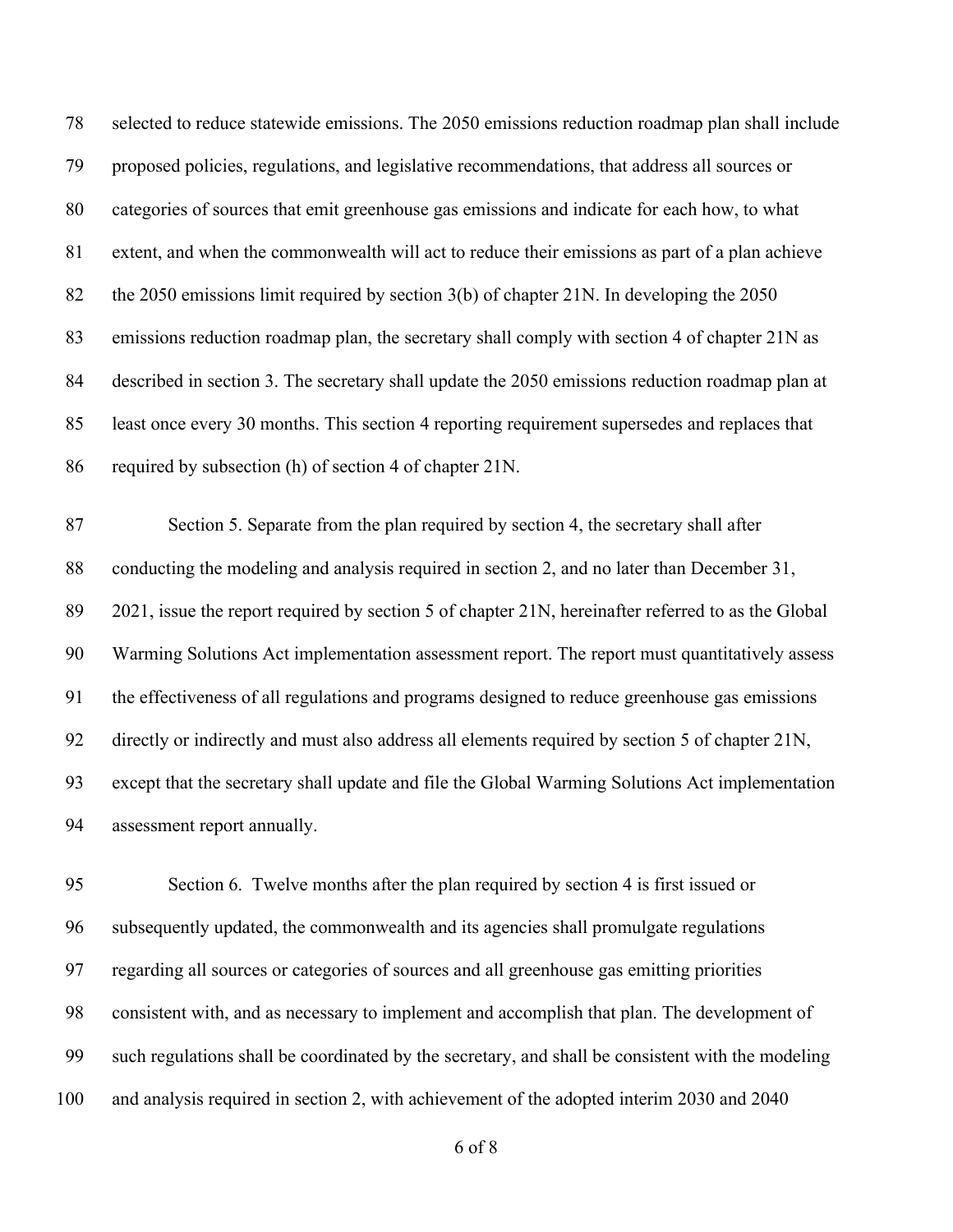selected to reduce statewide emissions. The 2050 emissions reduction roadmap plan shall include proposed policies, regulations, and legislative recommendations, that address all sources or categories of sources that emit greenhouse gas emissions and indicate for each how, to what extent, and when the commonwealth will act to reduce their emissions as part of a plan achieve the 2050 emissions limit required by section 3(b) of chapter 21N. In developing the 2050 emissions reduction roadmap plan, the secretary shall comply with section 4 of chapter 21N as described in section 3. The secretary shall update the 2050 emissions reduction roadmap plan at least once every 30 months. This section 4 reporting requirement supersedes and replaces that required by subsection (h) of section 4 of chapter 21N.

Section 5. Separate from the plan required by section 4, the secretary shall after conducting the modeling and analysis required in section 2, and no later than December 31, 2021, issue the report required by section 5 of chapter 21N, hereinafter referred to as the Global Warming Solutions Act implementation assessment report. The report must quantitatively assess the effectiveness of all regulations and programs designed to reduce greenhouse gas emissions directly or indirectly and must also address all elements required by section 5 of chapter 21N, except that the secretary shall update and file the Global Warming Solutions Act implementation assessment report annually.

Section 6. Twelve months after the plan required by section 4 is first issued or subsequently updated, the commonwealth and its agencies shall promulgate regulations regarding all sources or categories of sources and all greenhouse gas emitting priorities consistent with, and as necessary to implement and accomplish that plan. The development of such regulations shall be coordinated by the secretary, and shall be consistent with the modeling and analysis required in section 2, with achievement of the adopted interim 2030 and 2040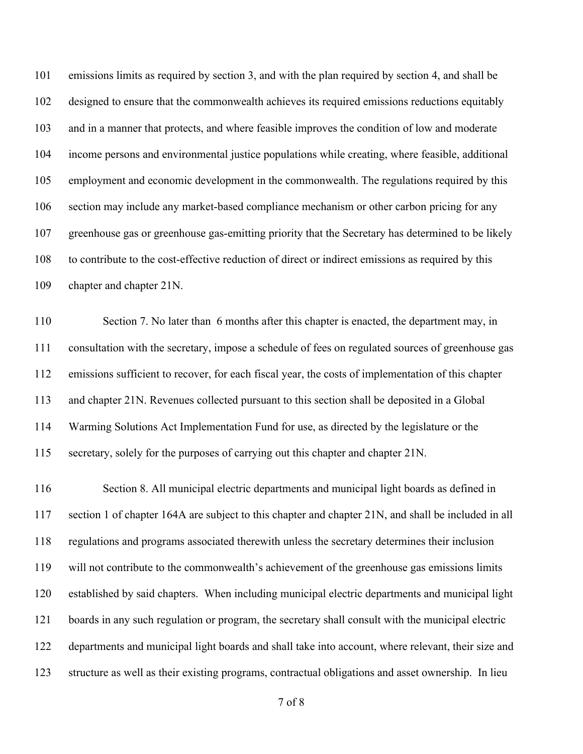emissions limits as required by section 3, and with the plan required by section 4, and shall be designed to ensure that the commonwealth achieves its required emissions reductions equitably and in a manner that protects, and where feasible improves the condition of low and moderate income persons and environmental justice populations while creating, where feasible, additional employment and economic development in the commonwealth. The regulations required by this section may include any market-based compliance mechanism or other carbon pricing for any greenhouse gas or greenhouse gas-emitting priority that the Secretary has determined to be likely to contribute to the cost-effective reduction of direct or indirect emissions as required by this chapter and chapter 21N.

Section 7. No later than 6 months after this chapter is enacted, the department may, in consultation with the secretary, impose a schedule of fees on regulated sources of greenhouse gas emissions sufficient to recover, for each fiscal year, the costs of implementation of this chapter and chapter 21N. Revenues collected pursuant to this section shall be deposited in a Global Warming Solutions Act Implementation Fund for use, as directed by the legislature or the secretary, solely for the purposes of carrying out this chapter and chapter 21N.

Section 8. All municipal electric departments and municipal light boards as defined in section 1 of chapter 164A are subject to this chapter and chapter 21N, and shall be included in all regulations and programs associated therewith unless the secretary determines their inclusion will not contribute to the commonwealth's achievement of the greenhouse gas emissions limits established by said chapters. When including municipal electric departments and municipal light boards in any such regulation or program, the secretary shall consult with the municipal electric departments and municipal light boards and shall take into account, where relevant, their size and structure as well as their existing programs, contractual obligations and asset ownership. In lieu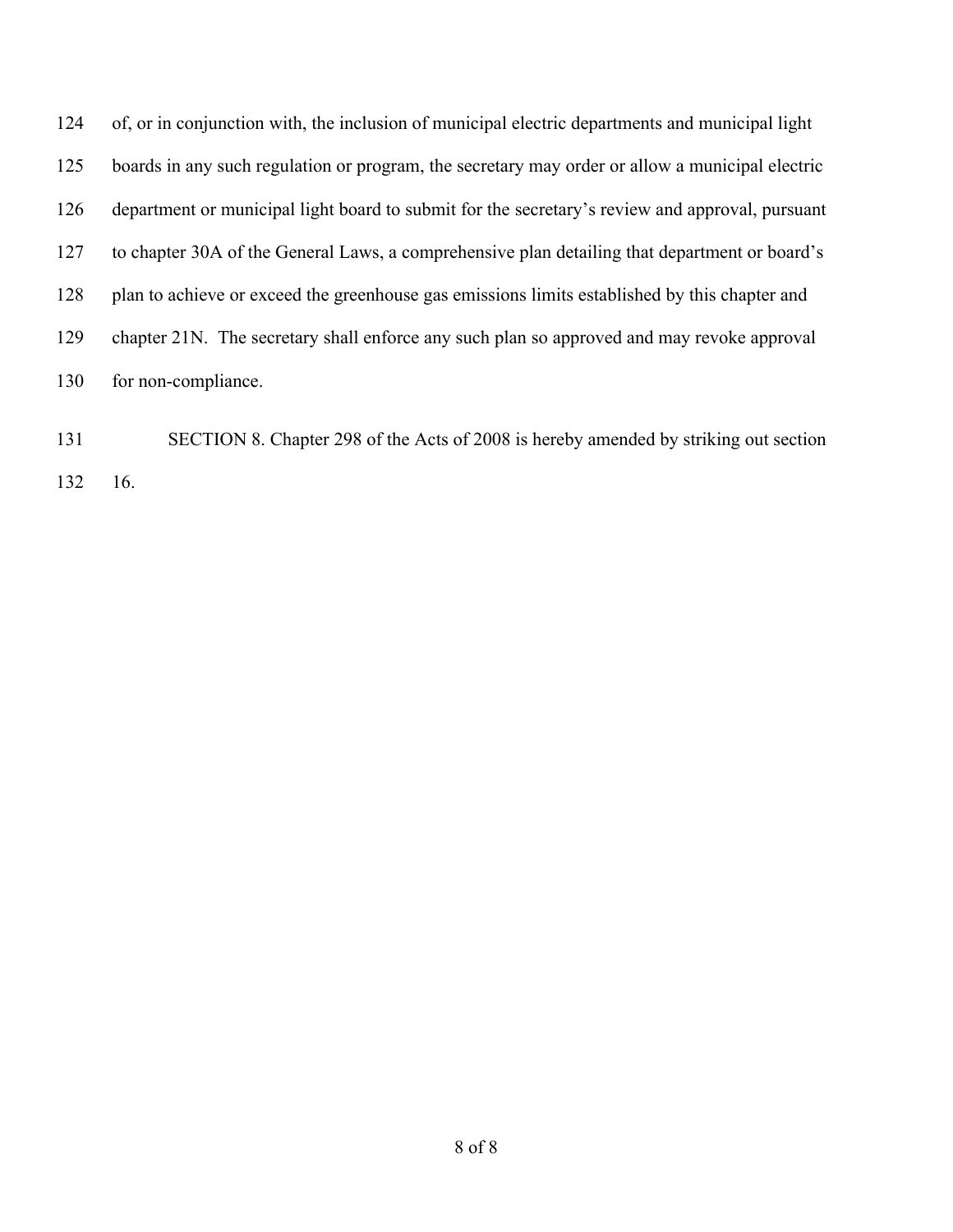of, or in conjunction with, the inclusion of municipal electric departments and municipal light boards in any such regulation or program, the secretary may order or allow a municipal electric department or municipal light board to submit for the secretary's review and approval, pursuant to chapter 30A of the General Laws, a comprehensive plan detailing that department or board's plan to achieve or exceed the greenhouse gas emissions limits established by this chapter and chapter 21N. The secretary shall enforce any such plan so approved and may revoke approval for non-compliance.

SECTION 8. Chapter 298 of the Acts of 2008 is hereby amended by striking out section 16.